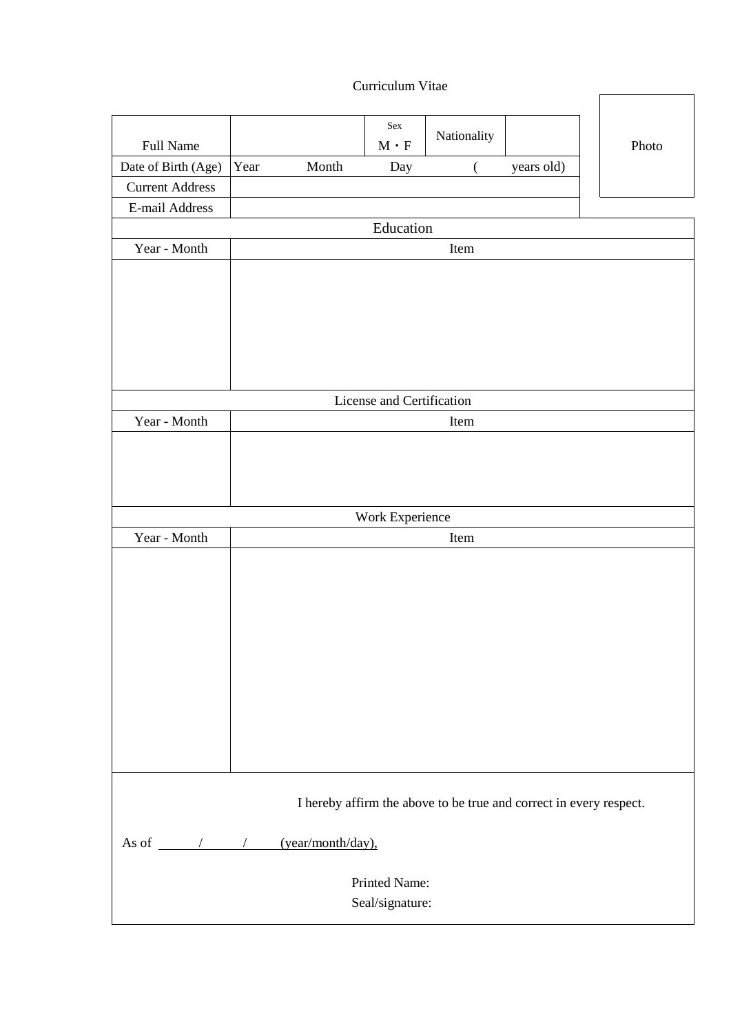# Curriculum Vitae

| Full Name | | Sex<br>M・F | Nationality | | Photo |
|---|---|---|---|---|---|
| Date of Birth (Age) | Year　　Month | Day | ( | years old) | |
| Current Address | | | | | |
| E-mail Address | | | | | |

| Education | |
|---|---|
| Year - Month | Item |
| | |

| License and Certification | |
|---|---|
| Year - Month | Item |
| | |

| Work Experience | |
|---|---|
| Year - Month | Item |
| | |

I hereby affirm the above to be true and correct in every respect.

As of ______/______/______ (year/month/day),

Printed Name:

Seal/signature: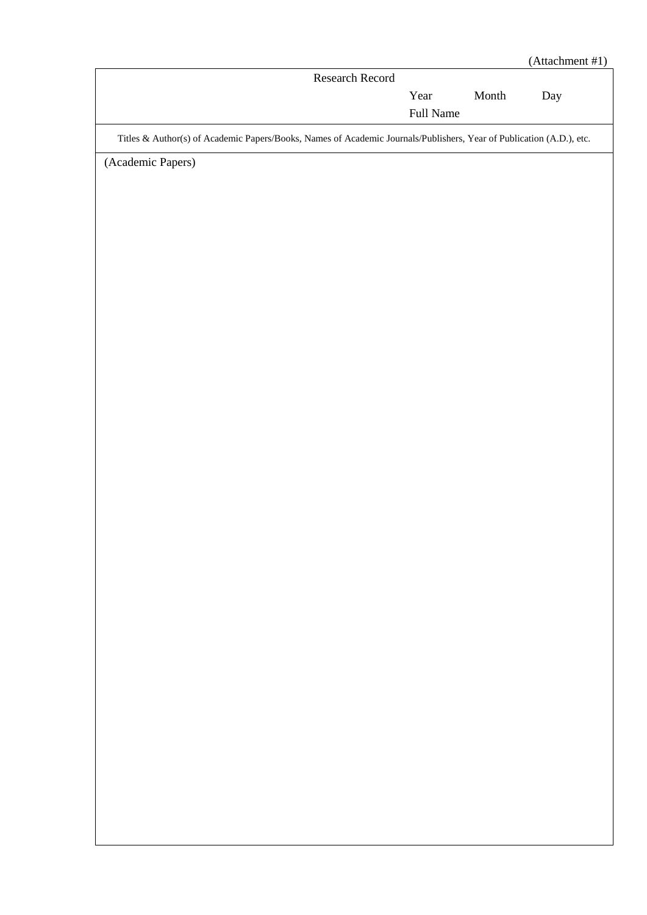(Attachment #1)

Research Record

Year Month Day

Full Name

Titles & Author(s) of Academic Papers/Books, Names of Academic Journals/Publishers, Year of Publication (A.D.), etc.

(Academic Papers)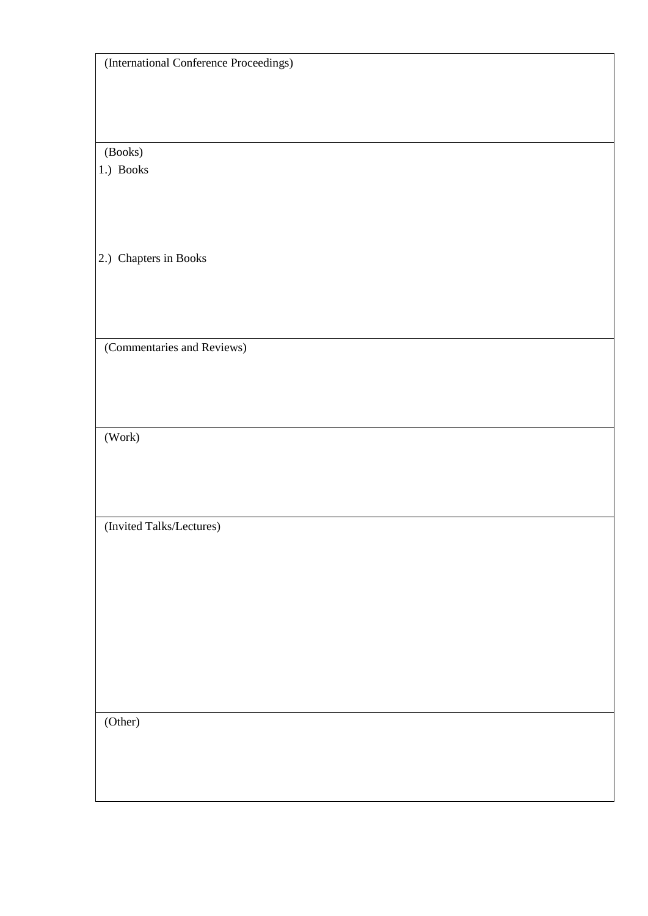| (International Conference Proceedings) |
| --- |
| (Books)<br>1.) Books<br><br>2.) Chapters in Books |
| (Commentaries and Reviews) |
| (Work) |
| (Invited Talks/Lectures) |
| (Other) |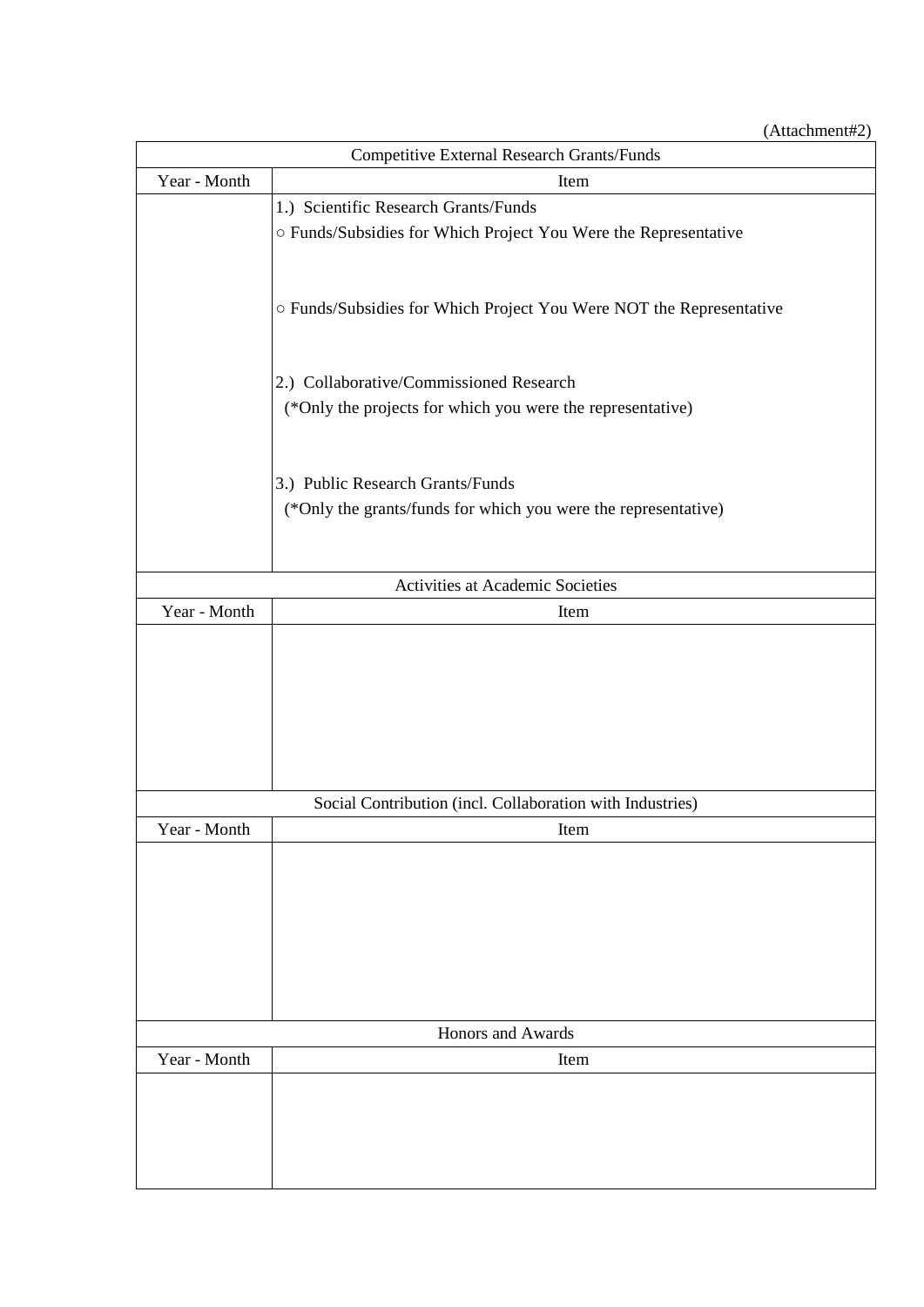(Attachment#2)

| Competitive External Research Grants/Funds | |
|---|---|
| Year - Month | Item |
| | 1.) Scientific Research Grants/Funds<br>○ Funds/Subsidies for Which Project You Were the Representative<br><br>○ Funds/Subsidies for Which Project You Were NOT the Representative<br><br>2.) Collaborative/Commissioned Research<br>(*Only the projects for which you were the representative)<br><br>3.) Public Research Grants/Funds<br>(*Only the grants/funds for which you were the representative) |

| Activities at Academic Societies | |
|---|---|
| Year - Month | Item |
| | |

| Social Contribution (incl. Collaboration with Industries) | |
|---|---|
| Year - Month | Item |
| | |

| Honors and Awards | |
|---|---|
| Year - Month | Item |
| | |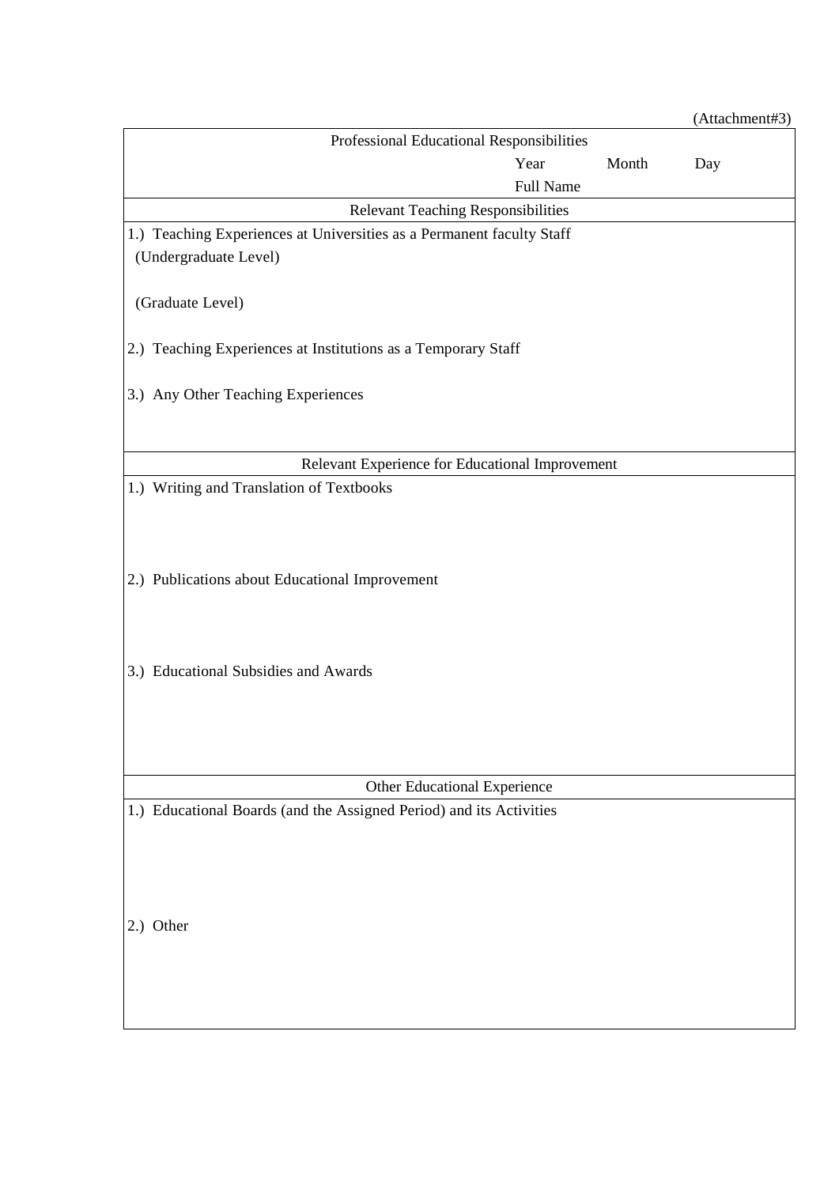(Attachment#3)

## Professional Educational Responsibilities

Year Month Day

Full Name

### Relevant Teaching Responsibilities

1.) Teaching Experiences at Universities as a Permanent faculty Staff

(Undergraduate Level)

(Graduate Level)

2.) Teaching Experiences at Institutions as a Temporary Staff

3.) Any Other Teaching Experiences

### Relevant Experience for Educational Improvement

1.) Writing and Translation of Textbooks

2.) Publications about Educational Improvement

3.) Educational Subsidies and Awards

### Other Educational Experience

1.) Educational Boards (and the Assigned Period) and its Activities

2.) Other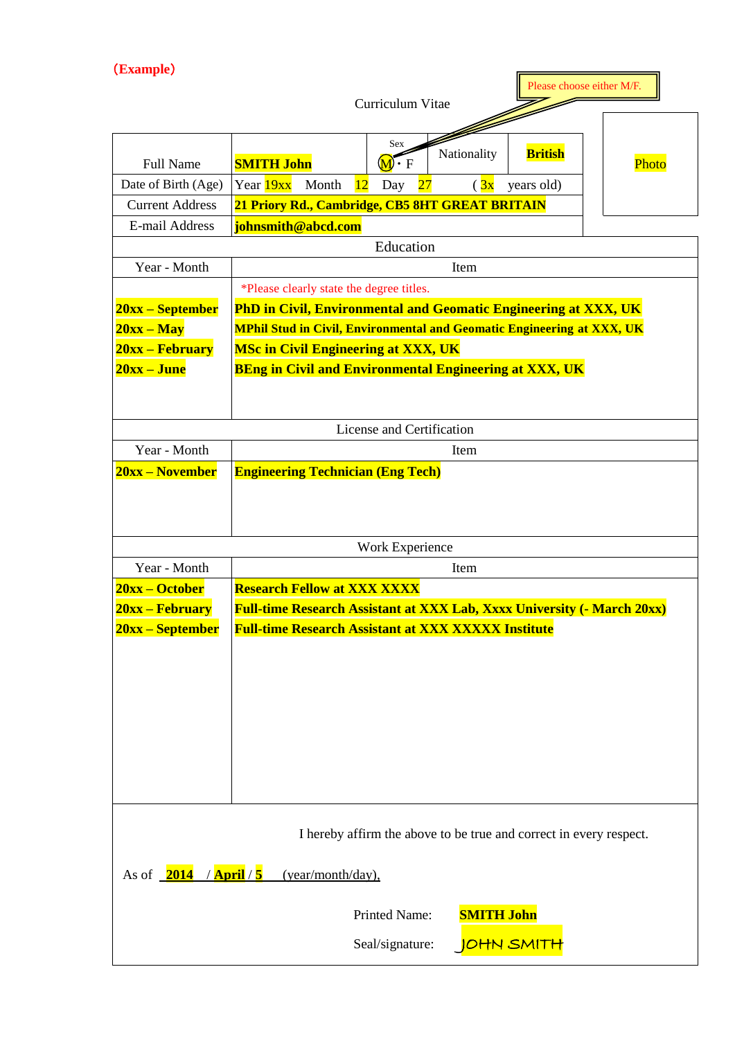**(Example)**

Please choose either M/F.

Curriculum Vitae

| Full Name | **SMITH John** | Sex (M)・F | Nationality | **British** | Photo |
|---|---|---|---|---|---|
| Date of Birth (Age) | Year 19xx Month 12 Day 27 ( 3x years old) | | | | |
| Current Address | **21 Priory Rd., Cambridge, CB5 8HT GREAT BRITAIN** | | | | |
| E-mail Address | **johnsmith@abcd.com** | | | | |

**Education**

| Year - Month | Item |
|---|---|
| | *Please clearly state the degree titles. |
| **20xx – September** | **PhD in Civil, Environmental and Geomatic Engineering at XXX, UK** |
| **20xx – May** | **MPhil Stud in Civil, Environmental and Geomatic Engineering at XXX, UK** |
| **20xx – February** | **MSc in Civil Engineering at XXX, UK** |
| **20xx – June** | **BEng in Civil and Environmental Engineering at XXX, UK** |

**License and Certification**

| Year - Month | Item |
|---|---|
| **20xx – November** | **Engineering Technician (Eng Tech)** |

**Work Experience**

| Year - Month | Item |
|---|---|
| **20xx – October** | **Research Fellow at XXX XXXX** |
| **20xx – February** | **Full-time Research Assistant at XXX Lab, Xxxx University (- March 20xx)** |
| **20xx – September** | **Full-time Research Assistant at XXX XXXXX Institute** |

I hereby affirm the above to be true and correct in every respect.

As of **2014** / **April** / **5** (year/month/day),

Printed Name: **SMITH John**

Seal/signature: JOHN SMITH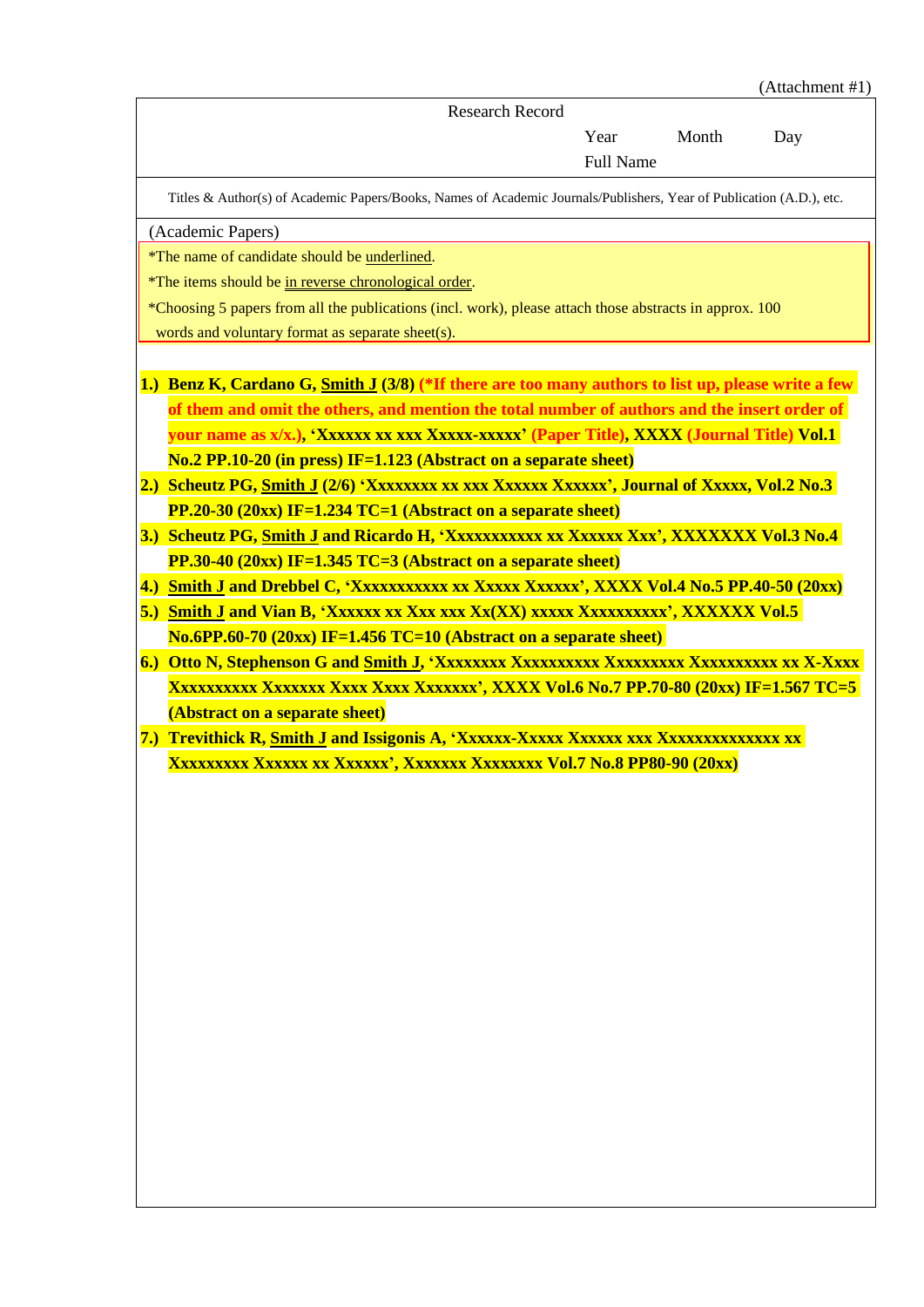(Attachment #1)

Research Record

Year Month Day

Full Name

Titles & Author(s) of Academic Papers/Books, Names of Academic Journals/Publishers, Year of Publication (A.D.), etc.

(Academic Papers)

*The name of candidate should be <u>underlined</u>.

*The items should be <u>in reverse chronological order</u>.

*Choosing 5 papers from all the publications (incl. work), please attach those abstracts in approx. 100 words and voluntary format as separate sheet(s).

1.) **Benz K, Cardano G, <u>Smith J</u> (3/8) (*If there are too many authors to list up, please write a few of them and omit the others, and mention the total number of authors and the insert order of your name as x/x.), 'Xxxxxx xx xxx Xxxxx-xxxxx' (Paper Title), XXXX (Journal Title) Vol.1 No.2 PP.10-20 (in press) IF=1.123 (Abstract on a separate sheet)**
2.) **Scheutz PG, <u>Smith J</u> (2/6) 'Xxxxxxxx xx xxx Xxxxxx Xxxxxx', Journal of Xxxxx, Vol.2 No.3 PP.20-30 (20xx) IF=1.234 TC=1 (Abstract on a separate sheet)**
3.) **Scheutz PG, <u>Smith J</u> and Ricardo H, 'Xxxxxxxxxxx xx Xxxxxx Xxx', XXXXXXX Vol.3 No.4 PP.30-40 (20xx) IF=1.345 TC=3 (Abstract on a separate sheet)**
4.) **<u>Smith J</u> and Drebbel C, 'Xxxxxxxxxxx xx Xxxxx Xxxxxx', XXXX Vol.4 No.5 PP.40-50 (20xx)**
5.) **<u>Smith J</u> and Vian B, 'Xxxxxx xx Xxx xxx Xx(XX) xxxxx Xxxxxxxxxx', XXXXXX Vol.5 No.6PP.60-70 (20xx) IF=1.456 TC=10 (Abstract on a separate sheet)**
6.) **Otto N, Stephenson G and <u>Smith J</u>, 'Xxxxxxxx Xxxxxxxxxx Xxxxxxxxx Xxxxxxxxxx xx X-Xxxx Xxxxxxxxxx Xxxxxxx Xxxx Xxxx Xxxxxxx', XXXX Vol.6 No.7 PP.70-80 (20xx) IF=1.567 TC=5 (Abstract on a separate sheet)**
7.) **Trevithick R, <u>Smith J</u> and Issigonis A, 'Xxxxxx-Xxxxx Xxxxxx xxx Xxxxxxxxxxxxxx xx Xxxxxxxxx Xxxxxx xx Xxxxxx', Xxxxxxx Xxxxxxxx Vol.7 No.8 PP80-90 (20xx)**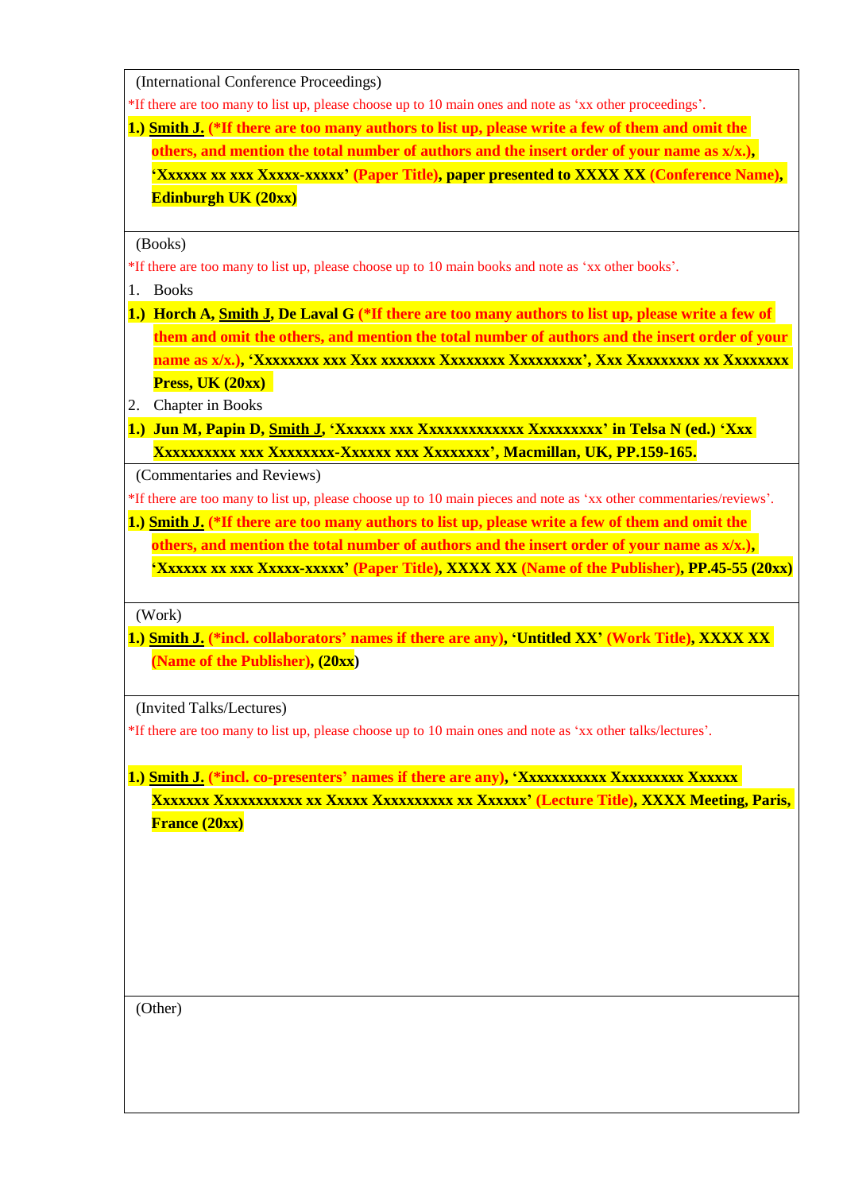(International Conference Proceedings)

*If there are too many to list up, please choose up to 10 main ones and note as ‘xx other proceedings’.

**1.) <u>Smith J.</u> (*If there are too many authors to list up, please write a few of them and omit the others, and mention the total number of authors and the insert order of your name as x/x.), ‘Xxxxxx xx xxx Xxxxx-xxxxx’ (Paper Title), paper presented to XXXX XX (Conference Name), Edinburgh UK (20xx)**

(Books)

*If there are too many to list up, please choose up to 10 main books and note as ‘xx other books’.

1. Books

**1.) Horch A, <u>Smith J</u>, De Laval G (*If there are too many authors to list up, please write a few of them and omit the others, and mention the total number of authors and the insert order of your name as x/x.), ‘Xxxxxxxx xxx Xxx xxxxxxx Xxxxxxxx Xxxxxxxxx’, Xxx Xxxxxxxxx xx Xxxxxxxx Press, UK (20xx)**

2. Chapter in Books

**1.) Jun M, Papin D, <u>Smith J</u>, ‘Xxxxxx xxx Xxxxxxxxxxxxx Xxxxxxxxx’ in Telsa N (ed.) ‘Xxx Xxxxxxxxxx xxx Xxxxxxxx-Xxxxxx xxx Xxxxxxxx’, Macmillan, UK, PP.159-165.**

(Commentaries and Reviews)

*If there are too many to list up, please choose up to 10 main pieces and note as ‘xx other commentaries/reviews’.

**1.) <u>Smith J.</u> (*If there are too many authors to list up, please write a few of them and omit the others, and mention the total number of authors and the insert order of your name as x/x.), ‘Xxxxxx xx xxx Xxxxx-xxxxx’ (Paper Title), XXXX XX (Name of the Publisher), PP.45-55 (20xx)**

(Work)

**1.) <u>Smith J.</u> (*incl. collaborators’ names if there are any), ‘Untitled XX’ (Work Title), XXXX XX (Name of the Publisher), (20xx)**

(Invited Talks/Lectures)

*If there are too many to list up, please choose up to 10 main ones and note as ‘xx other talks/lectures’.

**1.) <u>Smith J.</u> (*incl. co-presenters’ names if there are any), ‘Xxxxxxxxxxx Xxxxxxxxx Xxxxxx Xxxxxxx Xxxxxxxxxxx xx Xxxxx Xxxxxxxxxx xx Xxxxxx’ (Lecture Title), XXXX Meeting, Paris, France (20xx)**

(Other)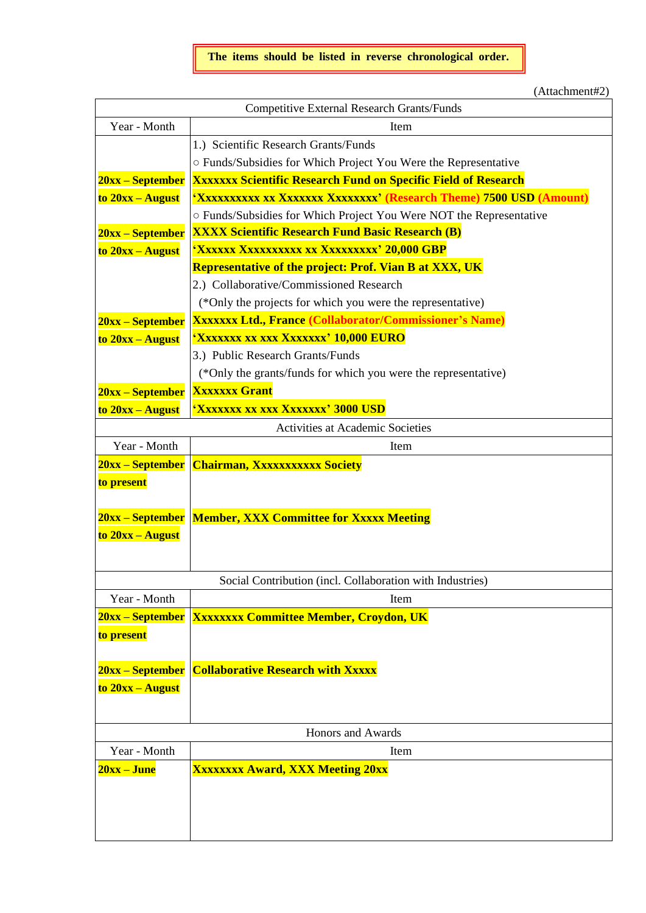**The items should be listed in reverse chronological order.**

(Attachment#2)

| Competitive External Research Grants/Funds | |
|---|---|
| Year - Month | Item |
| | 1.) Scientific Research Grants/Funds |
| | ○ Funds/Subsidies for Which Project You Were the Representative |
| **20xx – September to 20xx – August** | **Xxxxxxx Scientific Research Fund on Specific Field of Research** **'Xxxxxxxxxx xx Xxxxxxx Xxxxxxxx' (Research Theme) 7500 USD (Amount)** |
| | ○ Funds/Subsidies for Which Project You Were NOT the Representative |
| **20xx – September to 20xx – August** | **XXXX Scientific Research Fund Basic Research (B)** **'Xxxxxx Xxxxxxxxxx xx Xxxxxxxxx' 20,000 GBP** **Representative of the project: Prof. Vian B at XXX, UK** |
| | 2.) Collaborative/Commissioned Research (*Only the projects for which you were the representative) |
| **20xx – September to 20xx – August** | **Xxxxxxx Ltd., France (Collaborator/Commissioner's Name)** **'Xxxxxxx xx xxx Xxxxxxx' 10,000 EURO** |
| | 3.) Public Research Grants/Funds (*Only the grants/funds for which you were the representative) |
| **20xx – September to 20xx – August** | **Xxxxxxx Grant** **'Xxxxxxx xx xxx Xxxxxxx' 3000 USD** |

| Activities at Academic Societies | |
|---|---|
| Year - Month | Item |
| **20xx – September to present** | **Chairman, Xxxxxxxxxxx Society** |
| **20xx – September to 20xx – August** | **Member, XXX Committee for Xxxxx Meeting** |

| Social Contribution (incl. Collaboration with Industries) | |
|---|---|
| Year - Month | Item |
| **20xx – September to present** | **Xxxxxxxx Committee Member, Croydon, UK** |
| **20xx – September to 20xx – August** | **Collaborative Research with Xxxxx** |

| Honors and Awards | |
|---|---|
| Year - Month | Item |
| **20xx – June** | **Xxxxxxxx Award, XXX Meeting 20xx** |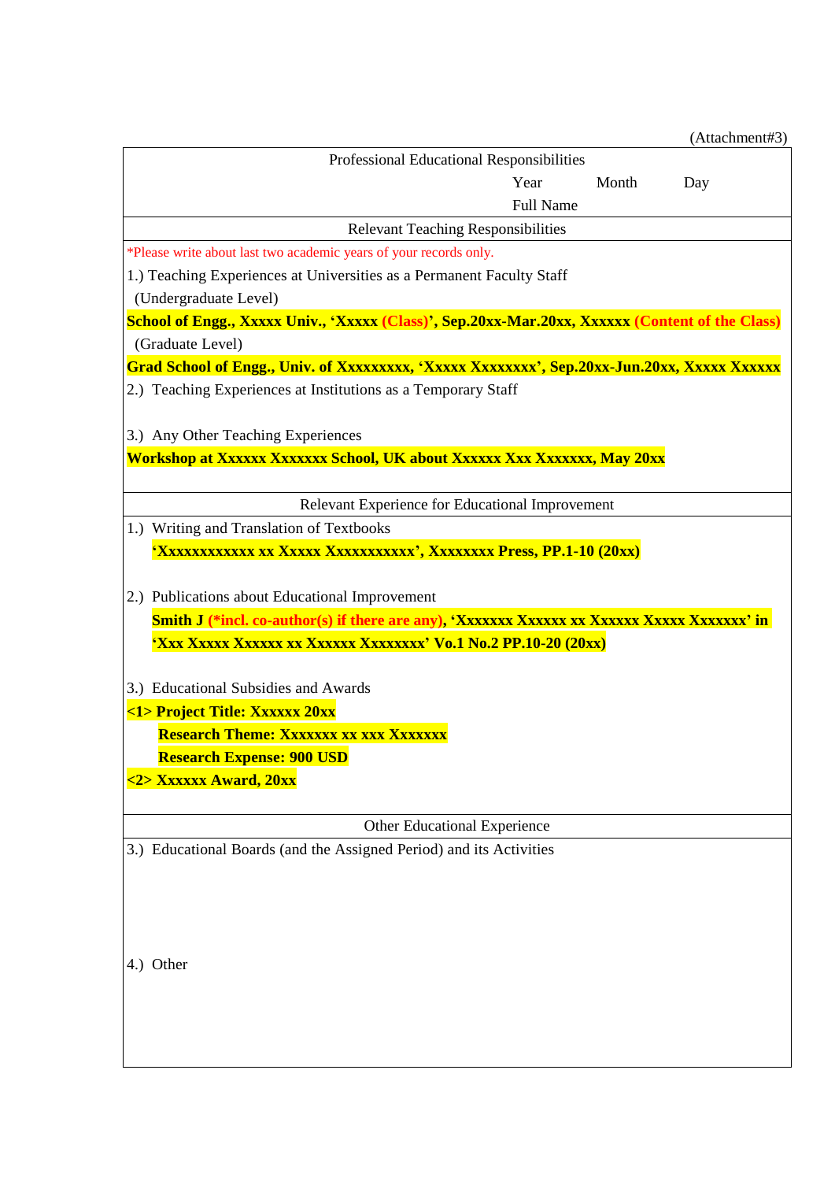(Attachment#3)

## Professional Educational Responsibilities

Year Month Day

Full Name

### Relevant Teaching Responsibilities

*Please write about last two academic years of your records only.

1.) Teaching Experiences at Universities as a Permanent Faculty Staff

(Undergraduate Level)

**School of Engg., Xxxxx Univ., 'Xxxxx (Class)', Sep.20xx-Mar.20xx, Xxxxxx (Content of the Class)**

(Graduate Level)

**Grad School of Engg., Univ. of Xxxxxxxxx, 'Xxxxx Xxxxxxxx', Sep.20xx-Jun.20xx, Xxxxx Xxxxxx**

2.) Teaching Experiences at Institutions as a Temporary Staff

3.) Any Other Teaching Experiences

**Workshop at Xxxxxx Xxxxxxx School, UK about Xxxxxx Xxx Xxxxxxx, May 20xx**

### Relevant Experience for Educational Improvement

1.) Writing and Translation of Textbooks

**'Xxxxxxxxxxxx xx Xxxxx Xxxxxxxxxxx', Xxxxxxxx Press, PP.1-10 (20xx)**

2.) Publications about Educational Improvement

**Smith J (*incl. co-author(s) if there are any), 'Xxxxxxx Xxxxxx xx Xxxxxx Xxxxx Xxxxxxx' in 'Xxx Xxxxx Xxxxxx xx Xxxxxx Xxxxxxxx' Vo.1 No.2 PP.10-20 (20xx)**

3.) Educational Subsidies and Awards

**<1> Project Title: Xxxxxx 20xx**

**Research Theme: Xxxxxxx xx xxx Xxxxxxx**

**Research Expense: 900 USD**

**<2> Xxxxxx Award, 20xx**

### Other Educational Experience

3.) Educational Boards (and the Assigned Period) and its Activities

4.) Other